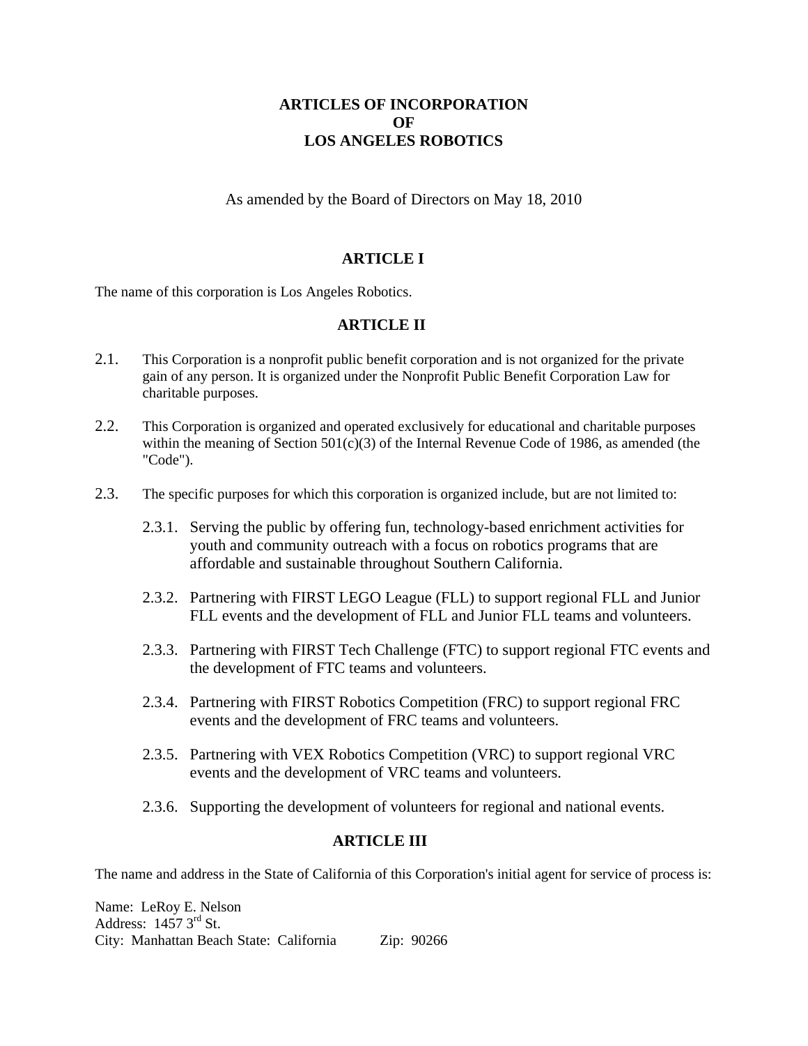# ARTICLES OF INCORPORATION
# OF
# LOS ANGELES ROBOTICS

As amended by the Board of Directors on May 18, 2010

## ARTICLE I

The name of this corporation is Los Angeles Robotics.

## ARTICLE II

2.1. This Corporation is a nonprofit public benefit corporation and is not organized for the private gain of any person. It is organized under the Nonprofit Public Benefit Corporation Law for charitable purposes.

2.2. This Corporation is organized and operated exclusively for educational and charitable purposes within the meaning of Section 501(c)(3) of the Internal Revenue Code of 1986, as amended (the "Code").

2.3. The specific purposes for which this corporation is organized include, but are not limited to:

2.3.1. Serving the public by offering fun, technology-based enrichment activities for youth and community outreach with a focus on robotics programs that are affordable and sustainable throughout Southern California.

2.3.2. Partnering with FIRST LEGO League (FLL) to support regional FLL and Junior FLL events and the development of FLL and Junior FLL teams and volunteers.

2.3.3. Partnering with FIRST Tech Challenge (FTC) to support regional FTC events and the development of FTC teams and volunteers.

2.3.4. Partnering with FIRST Robotics Competition (FRC) to support regional FRC events and the development of FRC teams and volunteers.

2.3.5. Partnering with VEX Robotics Competition (VRC) to support regional VRC events and the development of VRC teams and volunteers.

2.3.6. Supporting the development of volunteers for regional and national events.

## ARTICLE III

The name and address in the State of California of this Corporation's initial agent for service of process is:

Name: LeRoy E. Nelson
Address: 1457 3rd St.
City: Manhattan Beach State: California Zip: 90266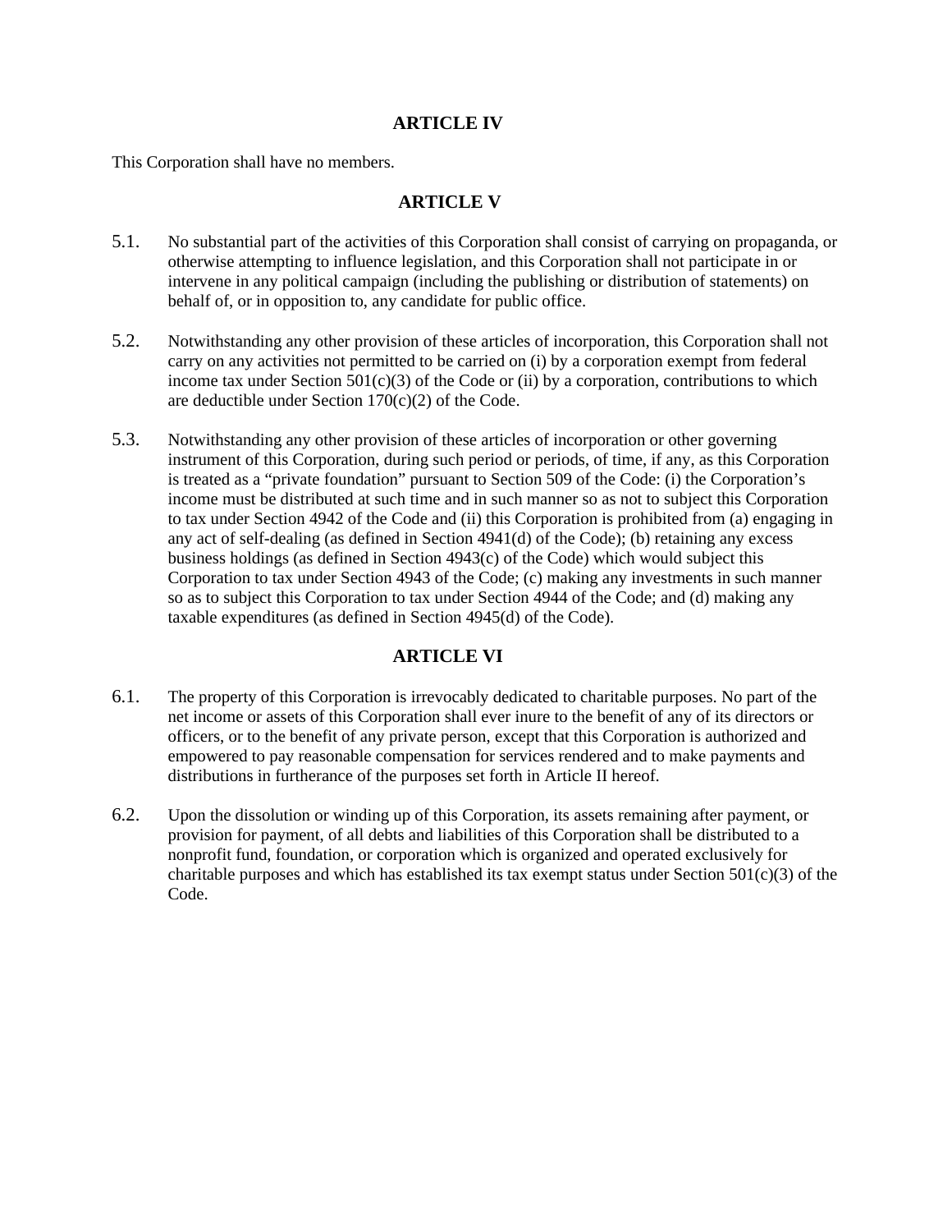## ARTICLE IV

This Corporation shall have no members.

## ARTICLE V

5.1. No substantial part of the activities of this Corporation shall consist of carrying on propaganda, or otherwise attempting to influence legislation, and this Corporation shall not participate in or intervene in any political campaign (including the publishing or distribution of statements) on behalf of, or in opposition to, any candidate for public office.

5.2. Notwithstanding any other provision of these articles of incorporation, this Corporation shall not carry on any activities not permitted to be carried on (i) by a corporation exempt from federal income tax under Section 501(c)(3) of the Code or (ii) by a corporation, contributions to which are deductible under Section 170(c)(2) of the Code.

5.3. Notwithstanding any other provision of these articles of incorporation or other governing instrument of this Corporation, during such period or periods, of time, if any, as this Corporation is treated as a "private foundation" pursuant to Section 509 of the Code: (i) the Corporation's income must be distributed at such time and in such manner so as not to subject this Corporation to tax under Section 4942 of the Code and (ii) this Corporation is prohibited from (a) engaging in any act of self-dealing (as defined in Section 4941(d) of the Code); (b) retaining any excess business holdings (as defined in Section 4943(c) of the Code) which would subject this Corporation to tax under Section 4943 of the Code; (c) making any investments in such manner so as to subject this Corporation to tax under Section 4944 of the Code; and (d) making any taxable expenditures (as defined in Section 4945(d) of the Code).

## ARTICLE VI

6.1. The property of this Corporation is irrevocably dedicated to charitable purposes. No part of the net income or assets of this Corporation shall ever inure to the benefit of any of its directors or officers, or to the benefit of any private person, except that this Corporation is authorized and empowered to pay reasonable compensation for services rendered and to make payments and distributions in furtherance of the purposes set forth in Article II hereof.

6.2. Upon the dissolution or winding up of this Corporation, its assets remaining after payment, or provision for payment, of all debts and liabilities of this Corporation shall be distributed to a nonprofit fund, foundation, or corporation which is organized and operated exclusively for charitable purposes and which has established its tax exempt status under Section 501(c)(3) of the Code.